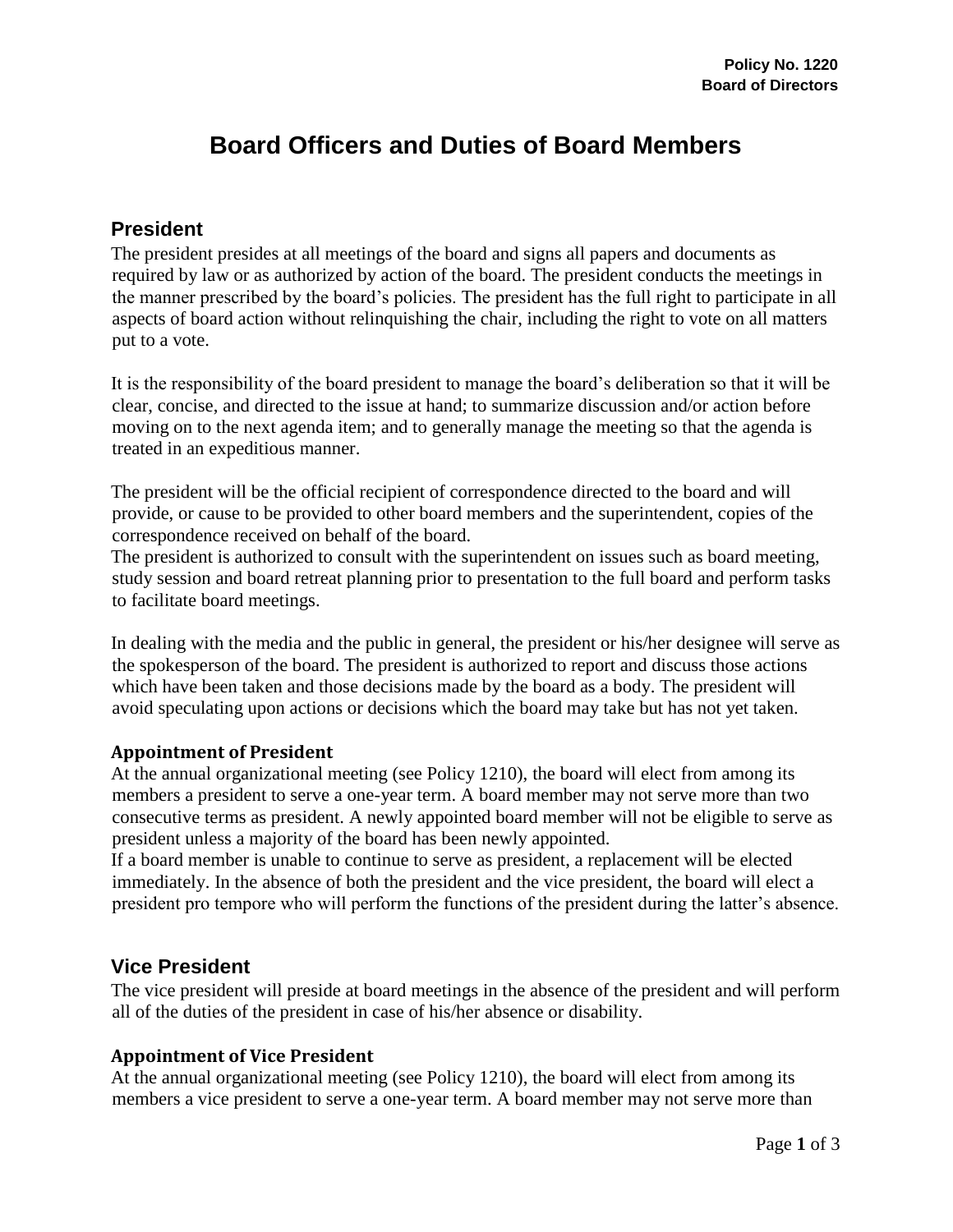**Policy No. 1220**
**Board of Directors**

# Board Officers and Duties of Board Members

## President

The president presides at all meetings of the board and signs all papers and documents as required by law or as authorized by action of the board. The president conducts the meetings in the manner prescribed by the board's policies. The president has the full right to participate in all aspects of board action without relinquishing the chair, including the right to vote on all matters put to a vote.

It is the responsibility of the board president to manage the board's deliberation so that it will be clear, concise, and directed to the issue at hand; to summarize discussion and/or action before moving on to the next agenda item; and to generally manage the meeting so that the agenda is treated in an expeditious manner.

The president will be the official recipient of correspondence directed to the board and will provide, or cause to be provided to other board members and the superintendent, copies of the correspondence received on behalf of the board.
The president is authorized to consult with the superintendent on issues such as board meeting, study session and board retreat planning prior to presentation to the full board and perform tasks to facilitate board meetings.

In dealing with the media and the public in general, the president or his/her designee will serve as the spokesperson of the board. The president is authorized to report and discuss those actions which have been taken and those decisions made by the board as a body. The president will avoid speculating upon actions or decisions which the board may take but has not yet taken.

### Appointment of President

At the annual organizational meeting (see Policy 1210), the board will elect from among its members a president to serve a one-year term. A board member may not serve more than two consecutive terms as president. A newly appointed board member will not be eligible to serve as president unless a majority of the board has been newly appointed.
If a board member is unable to continue to serve as president, a replacement will be elected immediately. In the absence of both the president and the vice president, the board will elect a president pro tempore who will perform the functions of the president during the latter's absence.

## Vice President

The vice president will preside at board meetings in the absence of the president and will perform all of the duties of the president in case of his/her absence or disability.

### Appointment of Vice President

At the annual organizational meeting (see Policy 1210), the board will elect from among its members a vice president to serve a one-year term. A board member may not serve more than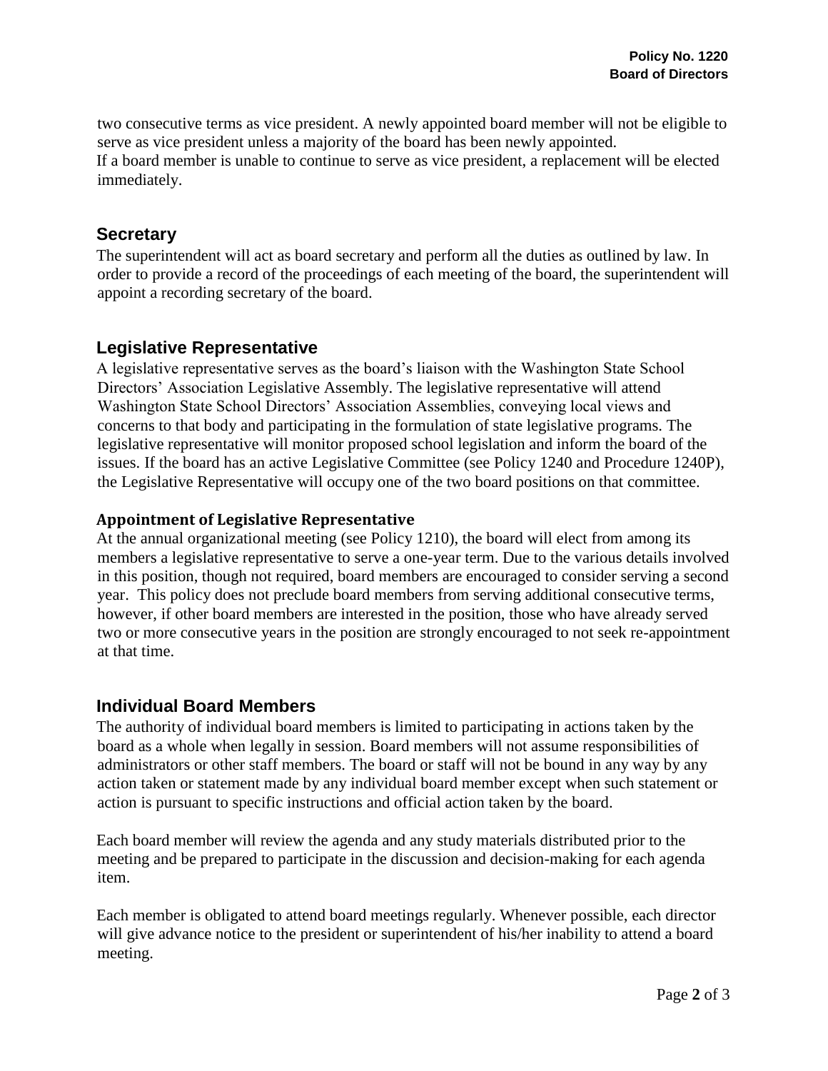two consecutive terms as vice president. A newly appointed board member will not be eligible to serve as vice president unless a majority of the board has been newly appointed.
If a board member is unable to continue to serve as vice president, a replacement will be elected immediately.

## Secretary

The superintendent will act as board secretary and perform all the duties as outlined by law. In order to provide a record of the proceedings of each meeting of the board, the superintendent will appoint a recording secretary of the board.

## Legislative Representative

A legislative representative serves as the board's liaison with the Washington State School Directors' Association Legislative Assembly. The legislative representative will attend Washington State School Directors' Association Assemblies, conveying local views and concerns to that body and participating in the formulation of state legislative programs. The legislative representative will monitor proposed school legislation and inform the board of the issues. If the board has an active Legislative Committee (see Policy 1240 and Procedure 1240P), the Legislative Representative will occupy one of the two board positions on that committee.

### Appointment of Legislative Representative

At the annual organizational meeting (see Policy 1210), the board will elect from among its members a legislative representative to serve a one-year term. Due to the various details involved in this position, though not required, board members are encouraged to consider serving a second year. This policy does not preclude board members from serving additional consecutive terms, however, if other board members are interested in the position, those who have already served two or more consecutive years in the position are strongly encouraged to not seek re-appointment at that time.

## Individual Board Members

The authority of individual board members is limited to participating in actions taken by the board as a whole when legally in session. Board members will not assume responsibilities of administrators or other staff members. The board or staff will not be bound in any way by any action taken or statement made by any individual board member except when such statement or action is pursuant to specific instructions and official action taken by the board.

Each board member will review the agenda and any study materials distributed prior to the meeting and be prepared to participate in the discussion and decision-making for each agenda item.

Each member is obligated to attend board meetings regularly. Whenever possible, each director will give advance notice to the president or superintendent of his/her inability to attend a board meeting.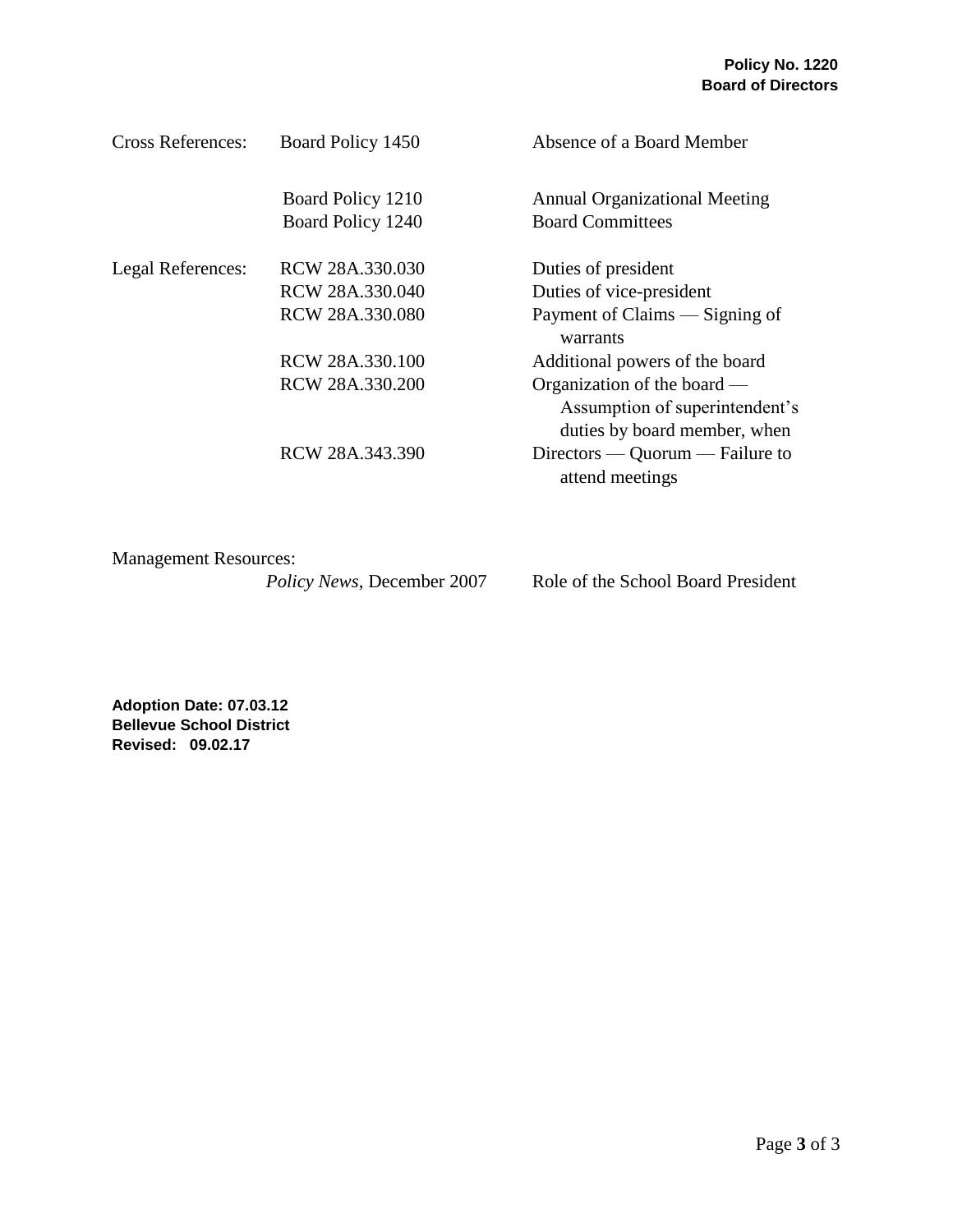| | | |
|---|---|---|
| Cross References: | Board Policy 1450 | Absence of a Board Member |
| | Board Policy 1210 | Annual Organizational Meeting |
| | Board Policy 1240 | Board Committees |
| Legal References: | RCW 28A.330.030 | Duties of president |
| | RCW 28A.330.040 | Duties of vice-president |
| | RCW 28A.330.080 | Payment of Claims — Signing of warrants |
| | RCW 28A.330.100 | Additional powers of the board |
| | RCW 28A.330.200 | Organization of the board — Assumption of superintendent's duties by board member, when |
| | RCW 28A.343.390 | Directors — Quorum — Failure to attend meetings |

Management Resources:

| | |
|---|---|
| *Policy News*, December 2007 | Role of the School Board President |

**Adoption Date: 07.03.12**
**Bellevue School District**
**Revised: 09.02.17**